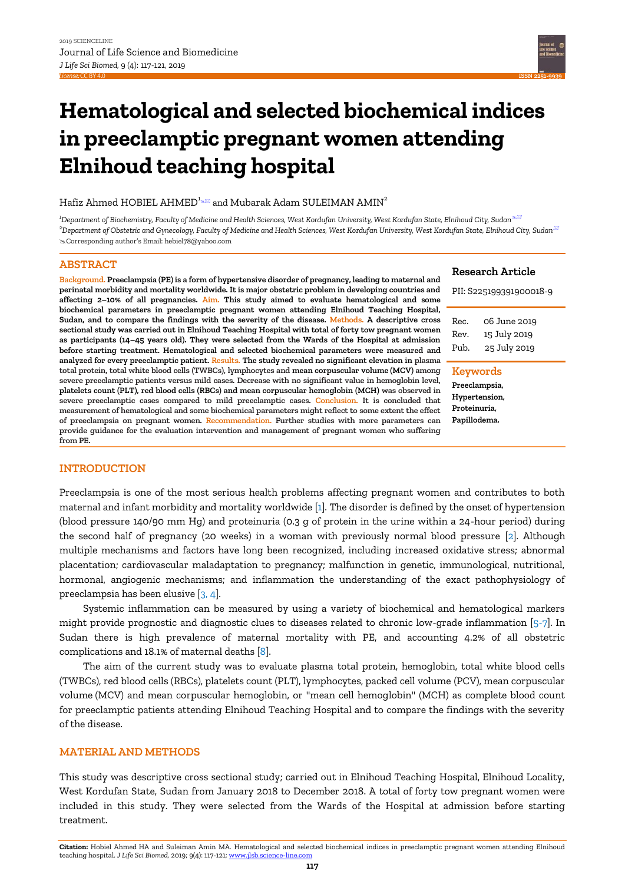# Hematological and selected biochemical indices in preeclamptic pregnant women attending Elnihoud teaching hospital

Hafiz Ahmed HOBIEL AHMED[1] and Mubarak Adam SULEIMAN AMIN[2]

[1]*Department of Biochemistry, Faculty of Medicine and Health Sciences, West Kordufan University, West Kordufan State, Elnihoud City, Sudan*
[2]*Department of Obstetric and Gynecology, Faculty of Medicine and Health Sciences, West Kordufan University, West Kordufan State, Elnihoud City, Sudan*
Corresponding author's Email: hebiel78@yahoo.com

## ABSTRACT

**Background.** **Preeclampsia (PE) is a form of hypertensive disorder of pregnancy, leading to maternal and perinatal morbidity and mortality worldwide. It is major obstetric problem in developing countries and affecting 2–10% of all pregnancies.** **Aim.** **This study aimed to evaluate hematological and some biochemical parameters in preeclamptic pregnant women attending Elnihoud Teaching Hospital, Sudan, and to compare the findings with the severity of the disease.** **Methods.** **A descriptive cross sectional study was carried out in Elnihoud Teaching Hospital with total of forty tow pregnant women as participants (14–45 years old). They were selected from the Wards of the Hospital at admission before starting treatment. Hematological and selected biochemical parameters were measured and analyzed for every preeclamptic patient.** **Results.** **The study revealed no significant elevation in plasma total protein, total white blood cells (TWBCs), lymphocytes and mean corpuscular volume (MCV) among severe preeclamptic patients versus mild cases. Decrease with no significant value in hemoglobin level, platelets count (PLT), red blood cells (RBCs) and mean corpuscular hemoglobin (MCH) was observed in severe preeclamptic cases compared to mild preeclamptic cases.** **Conclusion.** **It is concluded that measurement of hematological and some biochemical parameters might reflect to some extent the effect of preeclampsia on pregnant women.** **Recommendation.** **Further studies with more parameters can provide guidance for the evaluation intervention and management of pregnant women who suffering from PE.**

**Research Article**

PII: S225199391900018-9

Rec. 06 June 2019
Rev. 15 July 2019
Pub. 25 July 2019

**Keywords**

**Preeclampsia,**
**Hypertension,**
**Proteinuria,**
**Papillodema.**

## INTRODUCTION

Preeclampsia is one of the most serious health problems affecting pregnant women and contributes to both maternal and infant morbidity and mortality worldwide [1]. The disorder is defined by the onset of hypertension (blood pressure 140/90 mm Hg) and proteinuria (0.3 g of protein in the urine within a 24-hour period) during the second half of pregnancy (20 weeks) in a woman with previously normal blood pressure [2]. Although multiple mechanisms and factors have long been recognized, including increased oxidative stress; abnormal placentation; cardiovascular maladaptation to pregnancy; malfunction in genetic, immunological, nutritional, hormonal, angiogenic mechanisms; and inflammation the understanding of the exact pathophysiology of preeclampsia has been elusive [3, 4].

Systemic inflammation can be measured by using a variety of biochemical and hematological markers might provide prognostic and diagnostic clues to diseases related to chronic low-grade inflammation [5-7]. In Sudan there is high prevalence of maternal mortality with PE, and accounting 4.2% of all obstetric complications and 18.1% of maternal deaths [8].

The aim of the current study was to evaluate plasma total protein, hemoglobin, total white blood cells (TWBCs), red blood cells (RBCs), platelets count (PLT), lymphocytes, packed cell volume (PCV), mean corpuscular volume (MCV) and mean corpuscular hemoglobin, or "mean cell hemoglobin" (MCH) as complete blood count for preeclamptic patients attending Elnihoud Teaching Hospital and to compare the findings with the severity of the disease.

## MATERIAL AND METHODS

This study was descriptive cross sectional study; carried out in Elnihoud Teaching Hospital, Elnihoud Locality, West Kordufan State, Sudan from January 2018 to December 2018. A total of forty tow pregnant women were included in this study. They were selected from the Wards of the Hospital at admission before starting treatment.

**Citation:** Hobiel Ahmed HA and Suleiman Amin MA. Hematological and selected biochemical indices in preeclamptic pregnant women attending Elnihoud teaching hospital. *J Life Sci Biomed,* 2019; 9(4): 117-121; www.jlsb.science-line.com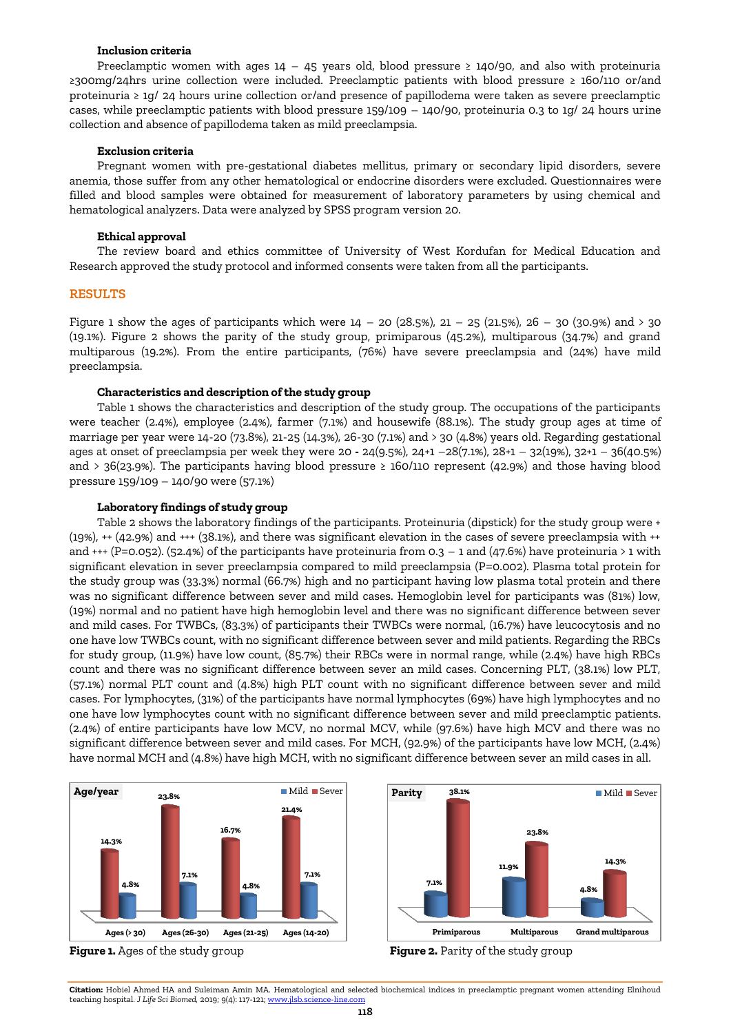### Inclusion criteria

Preeclamptic women with ages 14 – 45 years old, blood pressure ≥ 140/90, and also with proteinuria ≥300mg/24hrs urine collection were included. Preeclamptic patients with blood pressure ≥ 160/110 or/and proteinuria ≥ 1g/ 24 hours urine collection or/and presence of papillodema were taken as severe preeclamptic cases, while preeclamptic patients with blood pressure 159/109 – 140/90, proteinuria 0.3 to 1g/ 24 hours urine collection and absence of papillodema taken as mild preeclampsia.

### Exclusion criteria

Pregnant women with pre-gestational diabetes mellitus, primary or secondary lipid disorders, severe anemia, those suffer from any other hematological or endocrine disorders were excluded. Questionnaires were filled and blood samples were obtained for measurement of laboratory parameters by using chemical and hematological analyzers. Data were analyzed by SPSS program version 20.

### Ethical approval

The review board and ethics committee of University of West Kordufan for Medical Education and Research approved the study protocol and informed consents were taken from all the participants.

## RESULTS

Figure 1 show the ages of participants which were 14 – 20 (28.5%), 21 – 25 (21.5%), 26 – 30 (30.9%) and > 30 (19.1%). Figure 2 shows the parity of the study group, primiparous (45.2%), multiparous (34.7%) and grand multiparous (19.2%). From the entire participants, (76%) have severe preeclampsia and (24%) have mild preeclampsia.

### Characteristics and description of the study group

Table 1 shows the characteristics and description of the study group. The occupations of the participants were teacher (2.4%), employee (2.4%), farmer (7.1%) and housewife (88.1%). The study group ages at time of marriage per year were 14-20 (73.8%), 21-25 (14.3%), 26-30 (7.1%) and > 30 (4.8%) years old. Regarding gestational ages at onset of preeclampsia per week they were 20 - 24(9.5%), 24+1 –28(7.1%), 28+1 – 32(19%), 32+1 – 36(40.5%) and > 36(23.9%). The participants having blood pressure ≥ 160/110 represent (42.9%) and those having blood pressure 159/109 – 140/90 were (57.1%)

### Laboratory findings of study group

Table 2 shows the laboratory findings of the participants. Proteinuria (dipstick) for the study group were + (19%), ++ (42.9%) and +++ (38.1%), and there was significant elevation in the cases of severe preeclampsia with ++ and +++ (P=0.052). (52.4%) of the participants have proteinuria from 0.3 – 1 and (47.6%) have proteinuria > 1 with significant elevation in sever preeclampsia compared to mild preeclampsia (P=0.002). Plasma total protein for the study group was (33.3%) normal (66.7%) high and no participant having low plasma total protein and there was no significant difference between sever and mild cases. Hemoglobin level for participants was (81%) low, (19%) normal and no patient have high hemoglobin level and there was no significant difference between sever and mild cases. For TWBCs, (83.3%) of participants their TWBCs were normal, (16.7%) have leucocytosis and no one have low TWBCs count, with no significant difference between sever and mild patients. Regarding the RBCs for study group, (11.9%) have low count, (85.7%) their RBCs were in normal range, while (2.4%) have high RBCs count and there was no significant difference between sever an mild cases. Concerning PLT, (38.1%) low PLT, (57.1%) normal PLT count and (4.8%) high PLT count with no significant difference between sever and mild cases. For lymphocytes, (31%) of the participants have normal lymphocytes (69%) have high lymphocytes and no one have low lymphocytes count with no significant difference between sever and mild preeclamptic patients. (2.4%) of entire participants have low MCV, no normal MCV, while (97.6%) have high MCV and there was no significant difference between sever and mild cases. For MCH, (92.9%) of the participants have low MCH, (2.4%) have normal MCH and (4.8%) have high MCH, with no significant difference between sever an mild cases in all.

**Figure 1.** Ages of the study group

**Figure 2.** Parity of the study group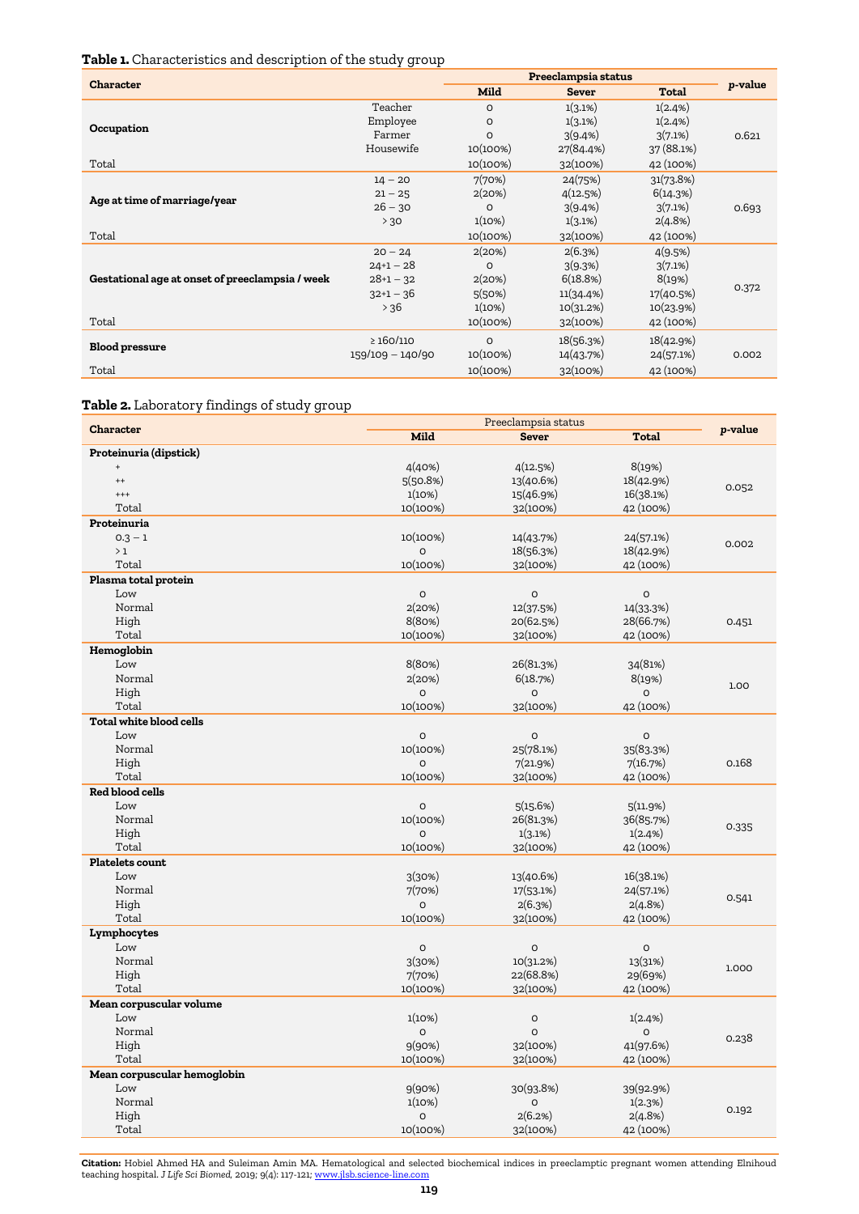**Table 1.** Characteristics and description of the study group

| Character | | Preeclampsia status | | | p-value |
|---|---|---|---|---|---|
| | | Mild | Sever | Total | |
| Occupation | Teacher | 0 | 1(3.1%) | 1(2.4%) | 0.621 |
| | Employee | 0 | 1(3.1%) | 1(2.4%) | |
| | Farmer | 0 | 3(9.4%) | 3(7.1%) | |
| | Housewife | 10(100%) | 27(84.4%) | 37 (88.1%) | |
| Total | | 10(100%) | 32(100%) | 42 (100%) | |
| Age at time of marriage/year | 14 – 20 | 7(70%) | 24(75%) | 31(73.8%) | 0.693 |
| | 21 – 25 | 2(20%) | 4(12.5%) | 6(14.3%) | |
| | 26 – 30 | 0 | 3(9.4%) | 3(7.1%) | |
| | > 30 | 1(10%) | 1(3.1%) | 2(4.8%) | |
| Total | | 10(100%) | 32(100%) | 42 (100%) | |
| Gestational age at onset of preeclampsia / week | 20 – 24 | 2(20%) | 2(6.3%) | 4(9.5%) | 0.372 |
| | 24+1 – 28 | 0 | 3(9.3%) | 3(7.1%) | |
| | 28+1 – 32 | 2(20%) | 6(18.8%) | 8(19%) | |
| | 32+1 – 36 | 5(50%) | 11(34.4%) | 17(40.5%) | |
| | > 36 | 1(10%) | 10(31.2%) | 10(23.9%) | |
| Total | | 10(100%) | 32(100%) | 42 (100%) | |
| Blood pressure | ≥ 160/110 | 0 | 18(56.3%) | 18(42.9%) | 0.002 |
| | 159/109 – 140/90 | 10(100%) | 14(43.7%) | 24(57.1%) | |
| Total | | 10(100%) | 32(100%) | 42 (100%) | |

**Table 2.** Laboratory findings of study group

| Character | Preeclampsia status | | | p-value |
|---|---|---|---|---|
| | Mild | Sever | Total | |
| **Proteinuria (dipstick)** | | | | |
| + | 4(40%) | 4(12.5%) | 8(19%) | 0.052 |
| ++ | 5(50.8%) | 13(40.6%) | 18(42.9%) | |
| +++ | 1(10%) | 15(46.9%) | 16(38.1%) | |
| Total | 10(100%) | 32(100%) | 42 (100%) | |
| **Proteinuria** | | | | |
| 0.3 – 1 | 10(100%) | 14(43.7%) | 24(57.1%) | 0.002 |
| > 1 | 0 | 18(56.3%) | 18(42.9%) | |
| Total | 10(100%) | 32(100%) | 42 (100%) | |
| **Plasma total protein** | | | | |
| Low | 0 | 0 | 0 | 0.451 |
| Normal | 2(20%) | 12(37.5%) | 14(33.3%) | |
| High | 8(80%) | 20(62.5%) | 28(66.7%) | |
| Total | 10(100%) | 32(100%) | 42 (100%) | |
| **Hemoglobin** | | | | |
| Low | 8(80%) | 26(81.3%) | 34(81%) | 1.00 |
| Normal | 2(20%) | 6(18.7%) | 8(19%) | |
| High | 0 | 0 | 0 | |
| Total | 10(100%) | 32(100%) | 42 (100%) | |
| **Total white blood cells** | | | | |
| Low | 0 | 0 | 0 | 0.168 |
| Normal | 10(100%) | 25(78.1%) | 35(83.3%) | |
| High | 0 | 7(21.9%) | 7(16.7%) | |
| Total | 10(100%) | 32(100%) | 42 (100%) | |
| **Red blood cells** | | | | |
| Low | 0 | 5(15.6%) | 5(11.9%) | 0.335 |
| Normal | 10(100%) | 26(81.3%) | 36(85.7%) | |
| High | 0 | 1(3.1%) | 1(2.4%) | |
| Total | 10(100%) | 32(100%) | 42 (100%) | |
| **Platelets count** | | | | |
| Low | 3(30%) | 13(40.6%) | 16(38.1%) | 0.541 |
| Normal | 7(70%) | 17(53.1%) | 24(57.1%) | |
| High | 0 | 2(6.3%) | 2(4.8%) | |
| Total | 10(100%) | 32(100%) | 42 (100%) | |
| **Lymphocytes** | | | | |
| Low | 0 | 0 | 0 | 1.000 |
| Normal | 3(30%) | 10(31.2%) | 13(31%) | |
| High | 7(70%) | 22(68.8%) | 29(69%) | |
| Total | 10(100%) | 32(100%) | 42 (100%) | |
| **Mean corpuscular volume** | | | | |
| Low | 1(10%) | 0 | 1(2.4%) | 0.238 |
| Normal | 0 | 0 | 0 | |
| High | 9(90%) | 32(100%) | 41(97.6%) | |
| Total | 10(100%) | 32(100%) | 42 (100%) | |
| **Mean corpuscular hemoglobin** | | | | |
| Low | 9(90%) | 30(93.8%) | 39(92.9%) | 0.192 |
| Normal | 1(10%) | 0 | 1(2.3%) | |
| High | 0 | 2(6.2%) | 2(4.8%) | |
| Total | 10(100%) | 32(100%) | 42 (100%) | |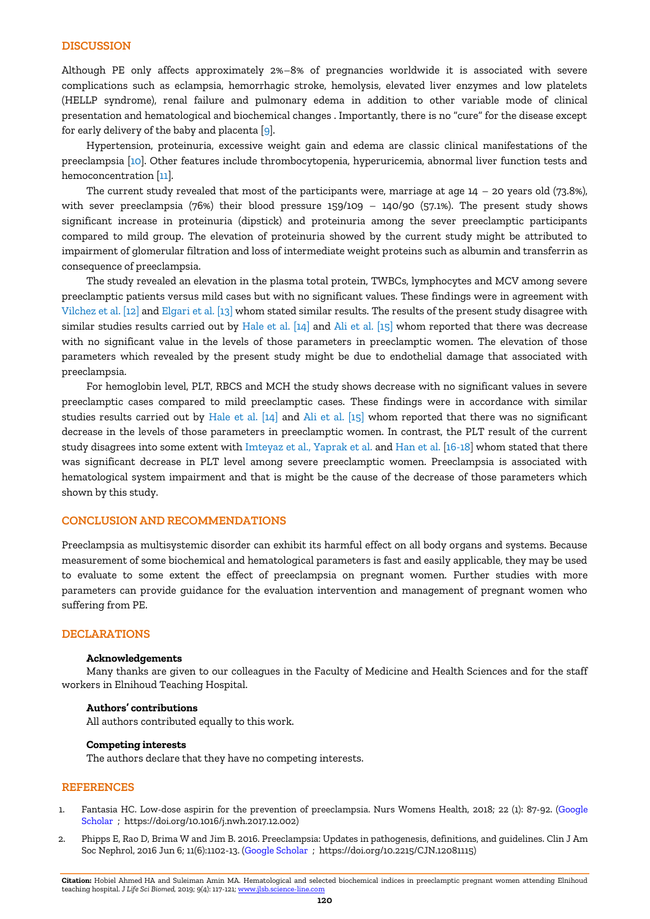## DISCUSSION

Although PE only affects approximately 2%–8% of pregnancies worldwide it is associated with severe complications such as eclampsia, hemorrhagic stroke, hemolysis, elevated liver enzymes and low platelets (HELLP syndrome), renal failure and pulmonary edema in addition to other variable mode of clinical presentation and hematological and biochemical changes . Importantly, there is no "cure" for the disease except for early delivery of the baby and placenta [9].

Hypertension, proteinuria, excessive weight gain and edema are classic clinical manifestations of the preeclampsia [10]. Other features include thrombocytopenia, hyperuricemia, abnormal liver function tests and hemoconcentration [11].

The current study revealed that most of the participants were, marriage at age 14 – 20 years old (73.8%), with sever preeclampsia (76%) their blood pressure 159/109 – 140/90 (57.1%). The present study shows significant increase in proteinuria (dipstick) and proteinuria among the sever preeclamptic participants compared to mild group. The elevation of proteinuria showed by the current study might be attributed to impairment of glomerular filtration and loss of intermediate weight proteins such as albumin and transferrin as consequence of preeclampsia.

The study revealed an elevation in the plasma total protein, TWBCs, lymphocytes and MCV among severe preeclamptic patients versus mild cases but with no significant values. These findings were in agreement with Vilchez et al. [12] and Elgari et al. [13] whom stated similar results. The results of the present study disagree with similar studies results carried out by Hale et al. [14] and Ali et al. [15] whom reported that there was decrease with no significant value in the levels of those parameters in preeclamptic women. The elevation of those parameters which revealed by the present study might be due to endothelial damage that associated with preeclampsia.

For hemoglobin level, PLT, RBCS and MCH the study shows decrease with no significant values in severe preeclamptic cases compared to mild preeclamptic cases. These findings were in accordance with similar studies results carried out by Hale et al. [14] and Ali et al. [15] whom reported that there was no significant decrease in the levels of those parameters in preeclamptic women. In contrast, the PLT result of the current study disagrees into some extent with Imteyaz et al., Yaprak et al. and Han et al. [16-18] whom stated that there was significant decrease in PLT level among severe preeclamptic women. Preeclampsia is associated with hematological system impairment and that is might be the cause of the decrease of those parameters which shown by this study.

## CONCLUSION AND RECOMMENDATIONS

Preeclampsia as multisystemic disorder can exhibit its harmful effect on all body organs and systems. Because measurement of some biochemical and hematological parameters is fast and easily applicable, they may be used to evaluate to some extent the effect of preeclampsia on pregnant women. Further studies with more parameters can provide guidance for the evaluation intervention and management of pregnant women who suffering from PE.

## DECLARATIONS

### Acknowledgements

Many thanks are given to our colleagues in the Faculty of Medicine and Health Sciences and for the staff workers in Elnihoud Teaching Hospital.

### Authors' contributions

All authors contributed equally to this work.

### Competing interests

The authors declare that they have no competing interests.

## REFERENCES

1. Fantasia HC. Low-dose aspirin for the prevention of preeclampsia. Nurs Womens Health, 2018; 22 (1): 87-92. (Google Scholar ; https://doi.org/10.1016/j.nwh.2017.12.002)
2. Phipps E, Rao D, Brima W and Jim B. 2016. Preeclampsia: Updates in pathogenesis, definitions, and guidelines. Clin J Am Soc Nephrol, 2016 Jun 6; 11(6):1102-13. (Google Scholar ; https://doi.org/10.2215/CJN.12081115)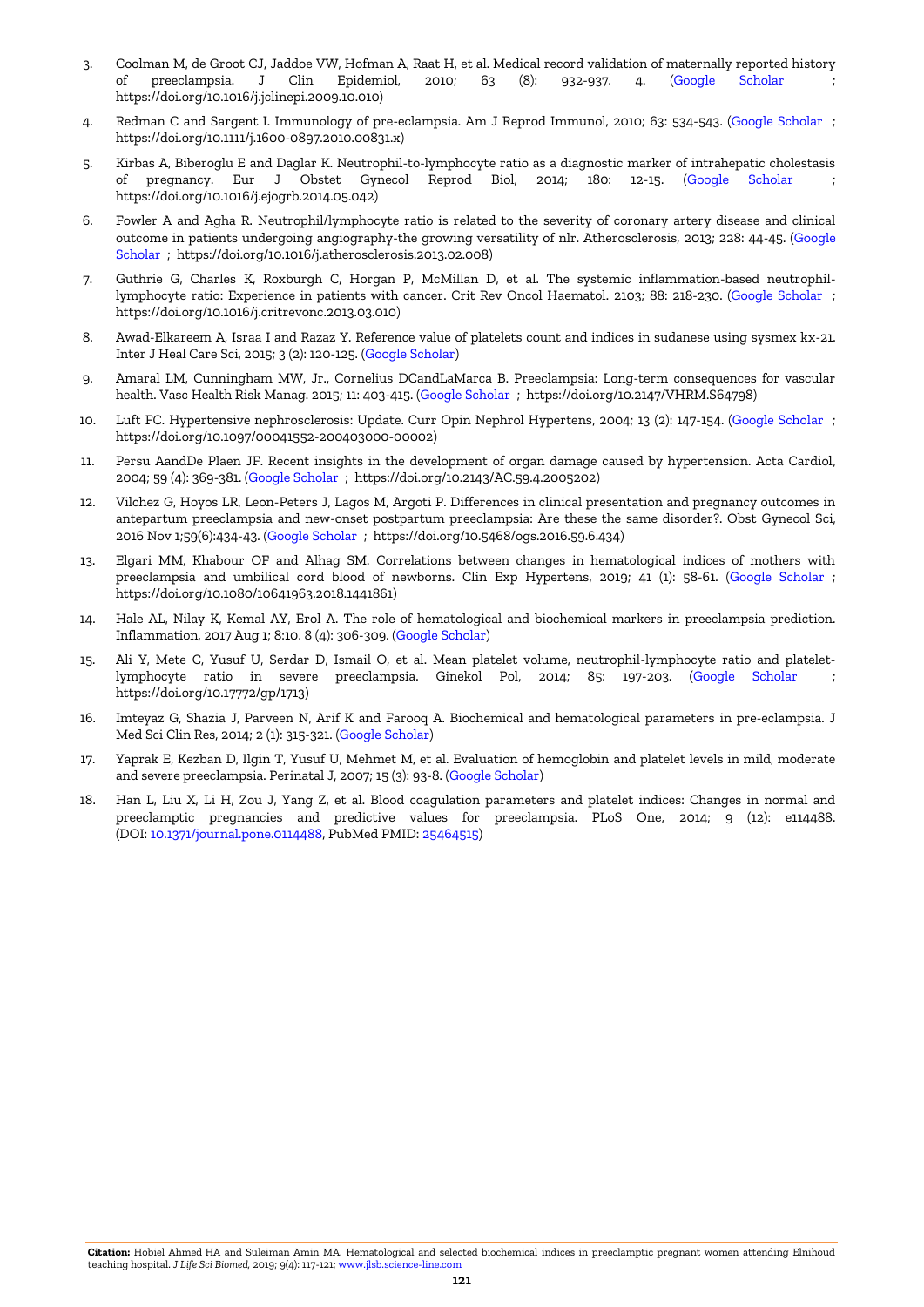3. Coolman M, de Groot CJ, Jaddoe VW, Hofman A, Raat H, et al. Medical record validation of maternally reported history of preeclampsia. J Clin Epidemiol, 2010; 63 (8): 932-937. 4. (Google Scholar ; https://doi.org/10.1016/j.jclinepi.2009.10.010)

4. Redman C and Sargent I. Immunology of pre-eclampsia. Am J Reprod Immunol, 2010; 63: 534-543. (Google Scholar ; https://doi.org/10.1111/j.1600-0897.2010.00831.x)

5. Kirbas A, Biberoglu E and Daglar K. Neutrophil-to-lymphocyte ratio as a diagnostic marker of intrahepatic cholestasis of pregnancy. Eur J Obstet Gynecol Reprod Biol, 2014; 180: 12-15. (Google Scholar ; https://doi.org/10.1016/j.ejogrb.2014.05.042)

6. Fowler A and Agha R. Neutrophil/lymphocyte ratio is related to the severity of coronary artery disease and clinical outcome in patients undergoing angiography-the growing versatility of nlr. Atherosclerosis, 2013; 228: 44-45. (Google Scholar ; https://doi.org/10.1016/j.atherosclerosis.2013.02.008)

7. Guthrie G, Charles K, Roxburgh C, Horgan P, McMillan D, et al. The systemic inflammation-based neutrophil-lymphocyte ratio: Experience in patients with cancer. Crit Rev Oncol Haematol. 2103; 88: 218-230. (Google Scholar ; https://doi.org/10.1016/j.critrevonc.2013.03.010)

8. Awad-Elkareem A, Israa I and Razaz Y. Reference value of platelets count and indices in sudanese using sysmex kx-21. Inter J Heal Care Sci, 2015; 3 (2): 120-125. (Google Scholar)

9. Amaral LM, Cunningham MW, Jr., Cornelius DCandLaMarca B. Preeclampsia: Long-term consequences for vascular health. Vasc Health Risk Manag. 2015; 11: 403-415. (Google Scholar ; https://doi.org/10.2147/VHRM.S64798)

10. Luft FC. Hypertensive nephrosclerosis: Update. Curr Opin Nephrol Hypertens, 2004; 13 (2): 147-154. (Google Scholar ; https://doi.org/10.1097/00041552-200403000-00002)

11. Persu AandDe Plaen JF. Recent insights in the development of organ damage caused by hypertension. Acta Cardiol, 2004; 59 (4): 369-381. (Google Scholar ; https://doi.org/10.2143/AC.59.4.2005202)

12. Vilchez G, Hoyos LR, Leon-Peters J, Lagos M, Argoti P. Differences in clinical presentation and pregnancy outcomes in antepartum preeclampsia and new-onset postpartum preeclampsia: Are these the same disorder?. Obst Gynecol Sci, 2016 Nov 1;59(6):434-43. (Google Scholar ; https://doi.org/10.5468/ogs.2016.59.6.434)

13. Elgari MM, Khabour OF and Alhag SM. Correlations between changes in hematological indices of mothers with preeclampsia and umbilical cord blood of newborns. Clin Exp Hypertens, 2019; 41 (1): 58-61. (Google Scholar ; https://doi.org/10.1080/10641963.2018.1441861)

14. Hale AL, Nilay K, Kemal AY, Erol A. The role of hematological and biochemical markers in preeclampsia prediction. Inflammation, 2017 Aug 1; 8:10. 8 (4): 306-309. (Google Scholar)

15. Ali Y, Mete C, Yusuf U, Serdar D, Ismail O, et al. Mean platelet volume, neutrophil-lymphocyte ratio and platelet-lymphocyte ratio in severe preeclampsia. Ginekol Pol, 2014; 85: 197-203. (Google Scholar ; https://doi.org/10.17772/gp/1713)

16. Imteyaz G, Shazia J, Parveen N, Arif K and Farooq A. Biochemical and hematological parameters in pre-eclampsia. J Med Sci Clin Res, 2014; 2 (1): 315-321. (Google Scholar)

17. Yaprak E, Kezban D, Ilgin T, Yusuf U, Mehmet M, et al. Evaluation of hemoglobin and platelet levels in mild, moderate and severe preeclampsia. Perinatal J, 2007; 15 (3): 93-8. (Google Scholar)

18. Han L, Liu X, Li H, Zou J, Yang Z, et al. Blood coagulation parameters and platelet indices: Changes in normal and preeclamptic pregnancies and predictive values for preeclampsia. PLoS One, 2014; 9 (12): e114488. (DOI: 10.1371/journal.pone.0114488, PubMed PMID: 25464515)